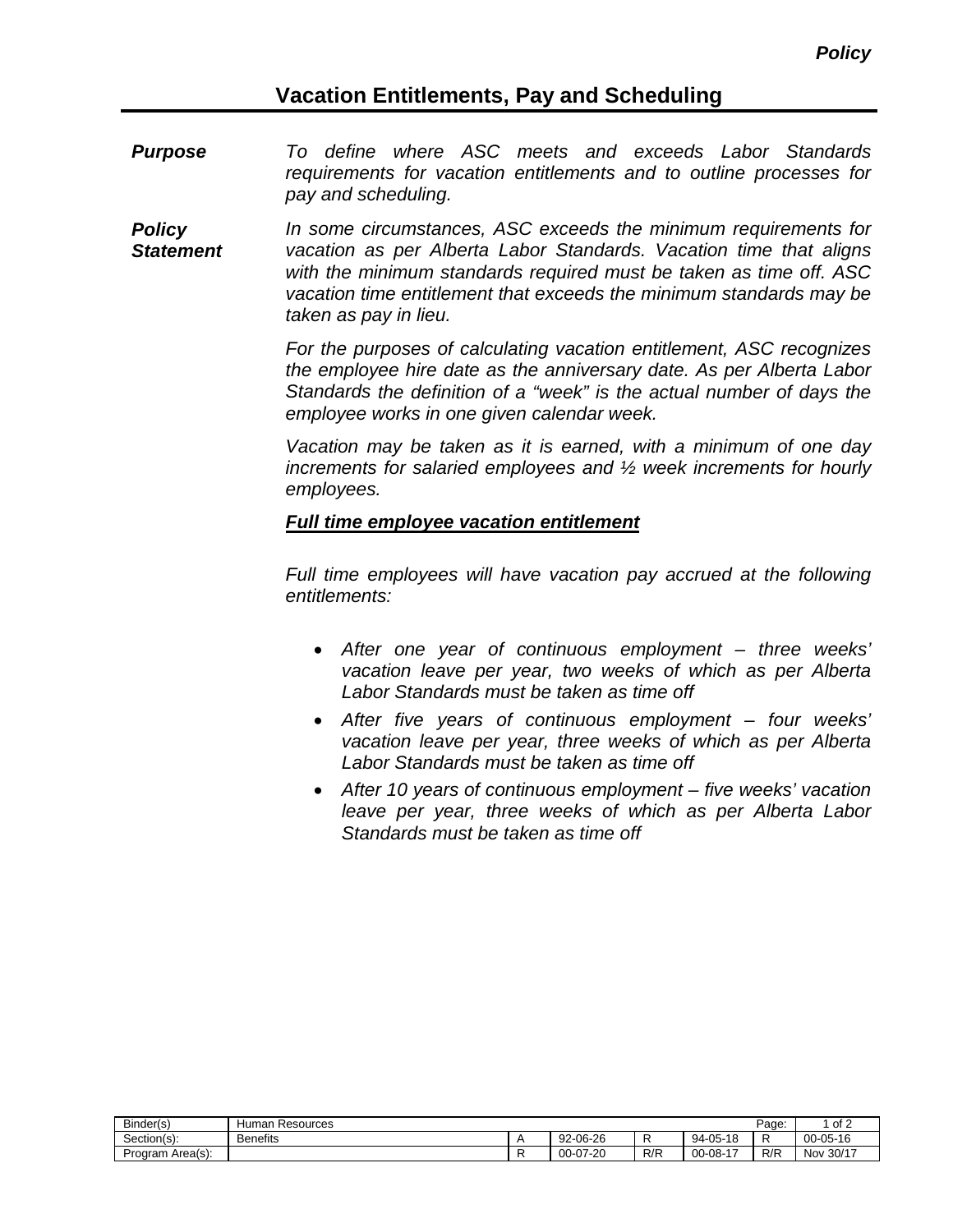*Policy*

# Vacation Entitlements, Pay and Scheduling

***Purpose***

*To define where ASC meets and exceeds Labor Standards requirements for vacation entitlements and to outline processes for pay and scheduling.*

***Policy Statement***

*In some circumstances, ASC exceeds the minimum requirements for vacation as per Alberta Labor Standards. Vacation time that aligns with the minimum standards required must be taken as time off. ASC vacation time entitlement that exceeds the minimum standards may be taken as pay in lieu.*

*For the purposes of calculating vacation entitlement, ASC recognizes the employee hire date as the anniversary date. As per Alberta Labor Standards the definition of a "week" is the actual number of days the employee works in one given calendar week.*

*Vacation may be taken as it is earned, with a minimum of one day increments for salaried employees and ½ week increments for hourly employees.*

***Full time employee vacation entitlement***

*Full time employees will have vacation pay accrued at the following entitlements:*

- *After one year of continuous employment – three weeks' vacation leave per year, two weeks of which as per Alberta Labor Standards must be taken as time off*
- *After five years of continuous employment – four weeks' vacation leave per year, three weeks of which as per Alberta Labor Standards must be taken as time off*
- *After 10 years of continuous employment – five weeks' vacation leave per year, three weeks of which as per Alberta Labor Standards must be taken as time off*

| Binder(s) | Human Resources | | | | | Page: | 1 of 2 |
|---|---|---|---|---|---|---|---|
| Section(s): | Benefits | A | 92-06-26 | R | 94-05-18 | R | 00-05-16 |
| Program Area(s): | | R | 00-07-20 | R/R | 00-08-17 | R/R | Nov 30/17 |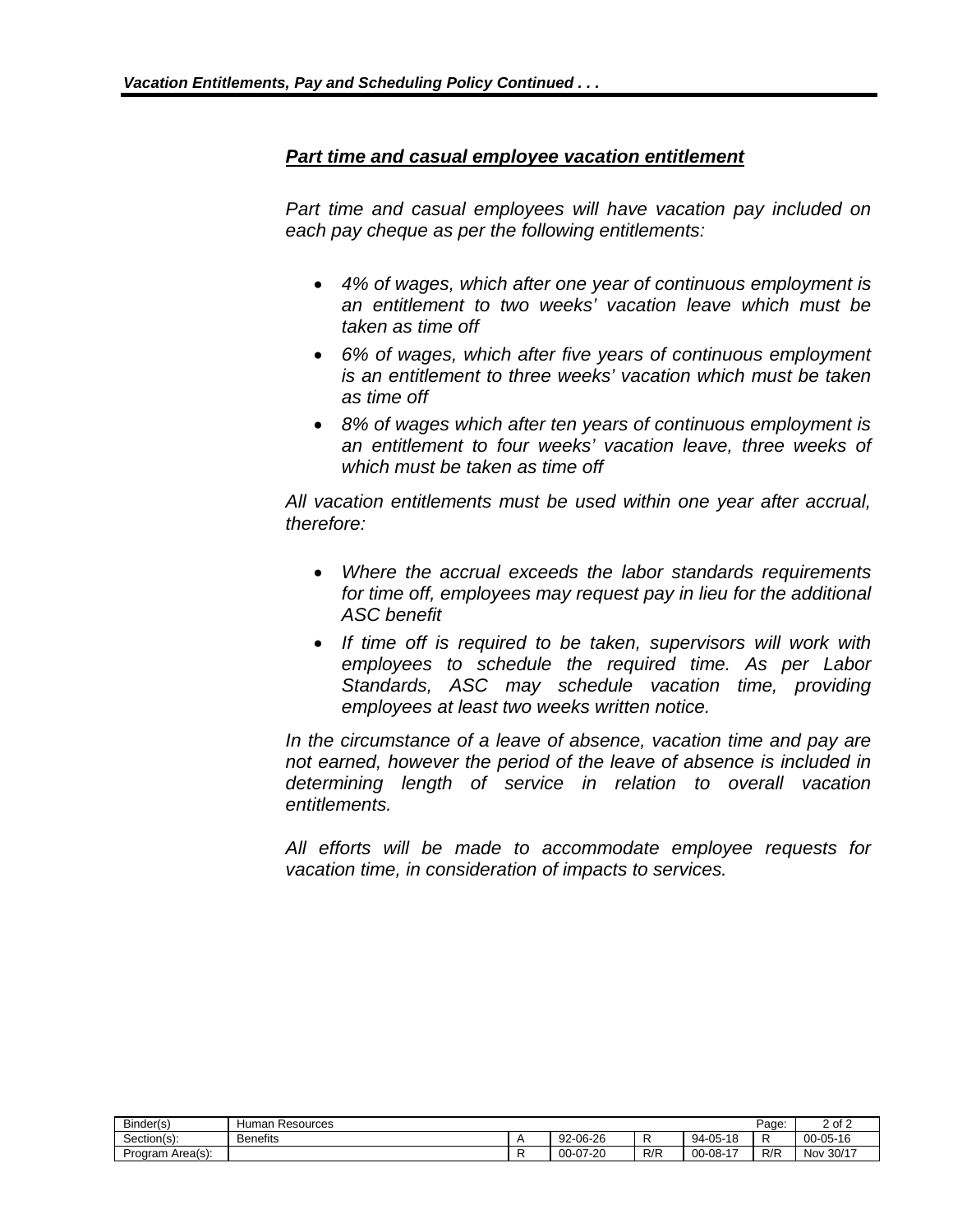### *Part time and casual employee vacation entitlement*

*Part time and casual employees will have vacation pay included on each pay cheque as per the following entitlements:*

- *4% of wages, which after one year of continuous employment is an entitlement to two weeks' vacation leave which must be taken as time off*
- *6% of wages, which after five years of continuous employment is an entitlement to three weeks' vacation which must be taken as time off*
- *8% of wages which after ten years of continuous employment is an entitlement to four weeks' vacation leave, three weeks of which must be taken as time off*

*All vacation entitlements must be used within one year after accrual, therefore:*

- *Where the accrual exceeds the labor standards requirements for time off, employees may request pay in lieu for the additional ASC benefit*
- *If time off is required to be taken, supervisors will work with employees to schedule the required time. As per Labor Standards, ASC may schedule vacation time, providing employees at least two weeks written notice.*

*In the circumstance of a leave of absence, vacation time and pay are not earned, however the period of the leave of absence is included in determining length of service in relation to overall vacation entitlements.*

*All efforts will be made to accommodate employee requests for vacation time, in consideration of impacts to services.*

| Binder(s) | Human Resources | | | | | Page: | 2 of 2 |
|---|---|---|---|---|---|---|---|
| Section(s): | Benefits | A | 92-06-26 | R | 94-05-18 | R | 00-05-16 |
| Program Area(s): | | R | 00-07-20 | R/R | 00-08-17 | R/R | Nov 30/17 |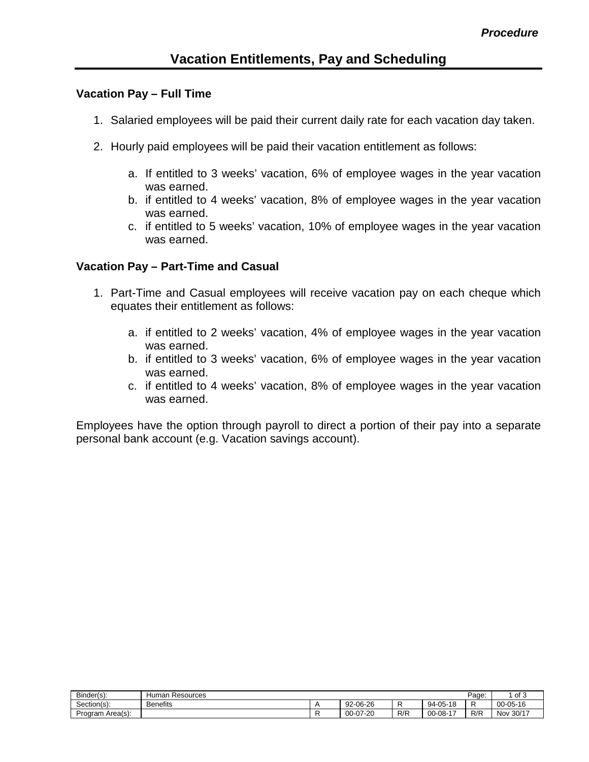*Procedure*

# Vacation Entitlements, Pay and Scheduling

**Vacation Pay – Full Time**

1. Salaried employees will be paid their current daily rate for each vacation day taken.

2. Hourly paid employees will be paid their vacation entitlement as follows:

    a. If entitled to 3 weeks' vacation, 6% of employee wages in the year vacation was earned.
    b. if entitled to 4 weeks' vacation, 8% of employee wages in the year vacation was earned.
    c. if entitled to 5 weeks' vacation, 10% of employee wages in the year vacation was earned.

**Vacation Pay – Part-Time and Casual**

1. Part-Time and Casual employees will receive vacation pay on each cheque which equates their entitlement as follows:

    a. if entitled to 2 weeks' vacation, 4% of employee wages in the year vacation was earned.
    b. if entitled to 3 weeks' vacation, 6% of employee wages in the year vacation was earned.
    c. if entitled to 4 weeks' vacation, 8% of employee wages in the year vacation was earned.

Employees have the option through payroll to direct a portion of their pay into a separate personal bank account (e.g. Vacation savings account).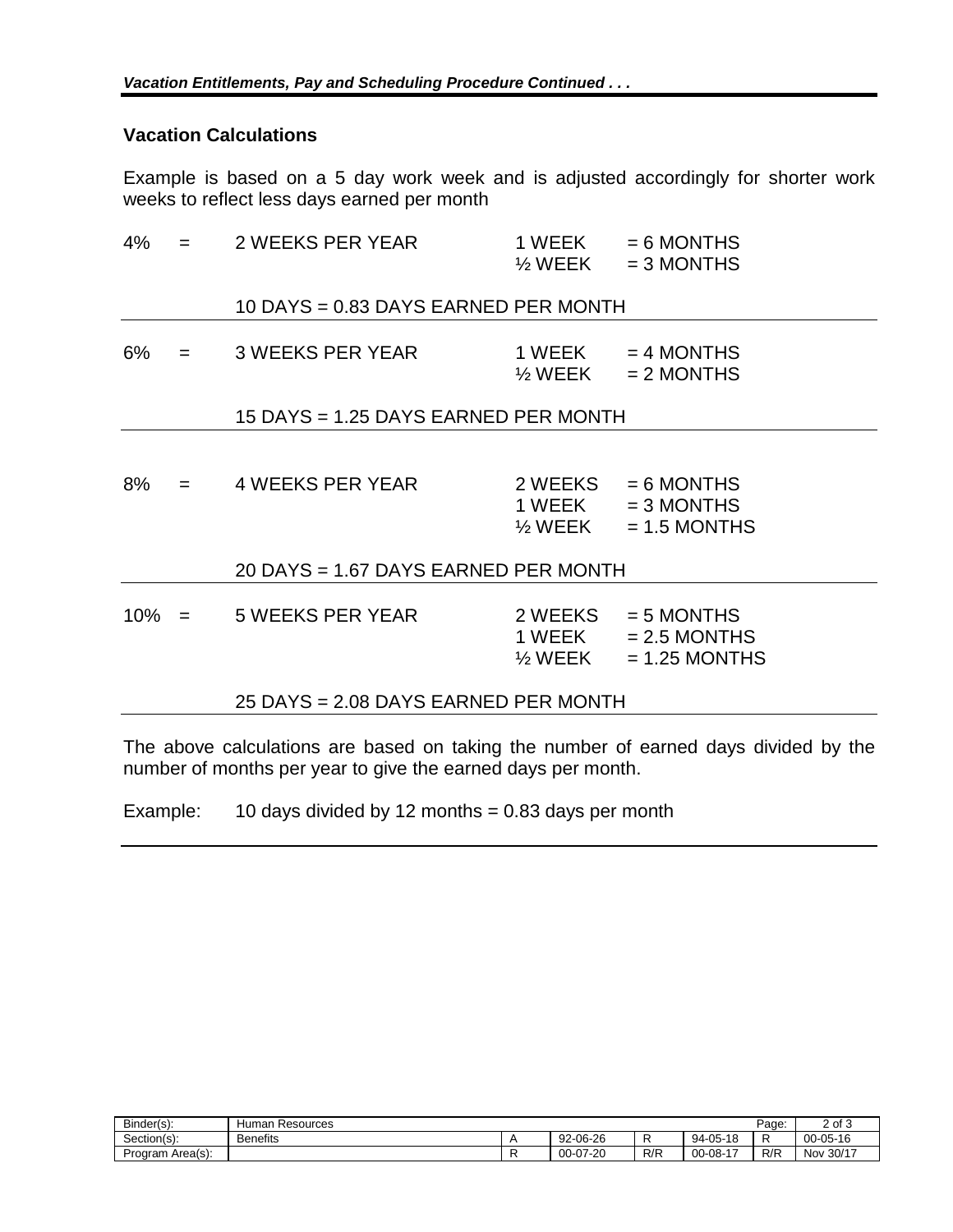## Vacation Calculations

Example is based on a 5 day work week and is adjusted accordingly for shorter work weeks to reflect less days earned per month

| | | | | |
|---|---|---|---|---|
| 4% | = | 2 WEEKS PER YEAR | 1 WEEK<br>½ WEEK | = 6 MONTHS<br>= 3 MONTHS |
| | | 10 DAYS = 0.83 DAYS EARNED PER MONTH | | |
| 6% | = | 3 WEEKS PER YEAR | 1 WEEK<br>½ WEEK | = 4 MONTHS<br>= 2 MONTHS |
| | | 15 DAYS = 1.25 DAYS EARNED PER MONTH | | |
| 8% | = | 4 WEEKS PER YEAR | 2 WEEKS<br>1 WEEK<br>½ WEEK | = 6 MONTHS<br>= 3 MONTHS<br>= 1.5 MONTHS |
| | | 20 DAYS = 1.67 DAYS EARNED PER MONTH | | |
| 10% | = | 5 WEEKS PER YEAR | 2 WEEKS<br>1 WEEK<br>½ WEEK | = 5 MONTHS<br>= 2.5 MONTHS<br>= 1.25 MONTHS |
| | | 25 DAYS = 2.08 DAYS EARNED PER MONTH | | |

The above calculations are based on taking the number of earned days divided by the number of months per year to give the earned days per month.

Example: 10 days divided by 12 months = 0.83 days per month

| Binder(s): | Human Resources | | | | | Page: | 2 of 3 |
|---|---|---|---|---|---|---|---|
| Section(s): | Benefits | A | 92-06-26 | R | 94-05-18 | R | 00-05-16 |
| Program Area(s): | | R | 00-07-20 | R/R | 00-08-17 | R/R | Nov 30/17 |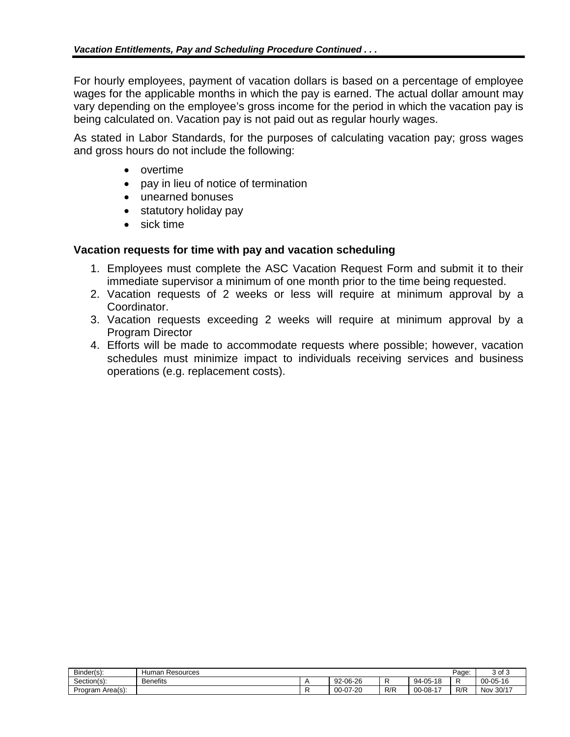For hourly employees, payment of vacation dollars is based on a percentage of employee wages for the applicable months in which the pay is earned. The actual dollar amount may vary depending on the employee's gross income for the period in which the vacation pay is being calculated on. Vacation pay is not paid out as regular hourly wages.

As stated in Labor Standards, for the purposes of calculating vacation pay; gross wages and gross hours do not include the following:

- overtime
- pay in lieu of notice of termination
- unearned bonuses
- statutory holiday pay
- sick time

### Vacation requests for time with pay and vacation scheduling

1. Employees must complete the ASC Vacation Request Form and submit it to their immediate supervisor a minimum of one month prior to the time being requested.
2. Vacation requests of 2 weeks or less will require at minimum approval by a Coordinator.
3. Vacation requests exceeding 2 weeks will require at minimum approval by a Program Director
4. Efforts will be made to accommodate requests where possible; however, vacation schedules must minimize impact to individuals receiving services and business operations (e.g. replacement costs).